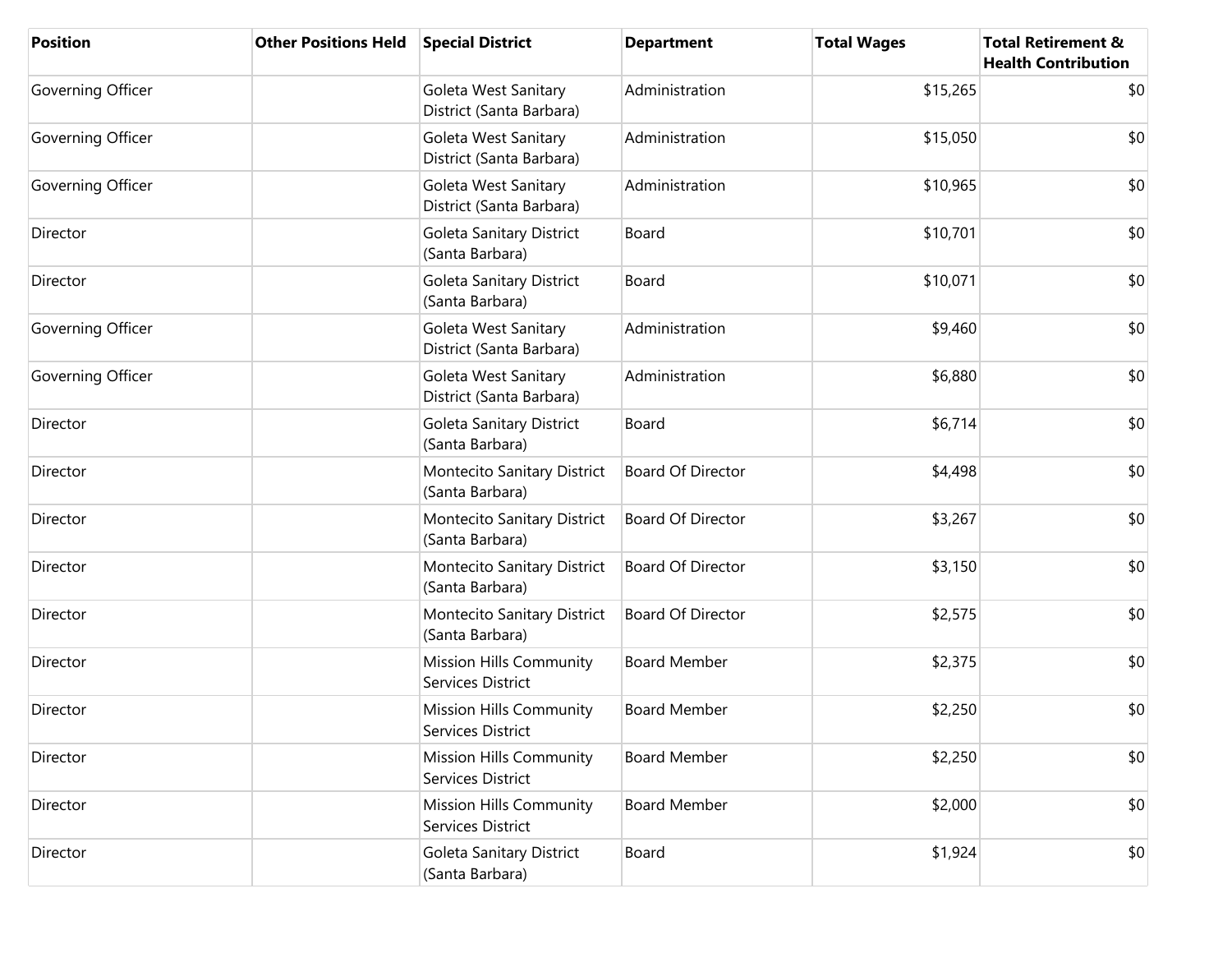| Position | Other Positions Held | Special District | Department | Total Wages | Total Retirement & Health Contribution |
|---|---|---|---|---|---|
| Governing Officer | | Goleta West Sanitary District (Santa Barbara) | Administration | $15,265 | $0 |
| Governing Officer | | Goleta West Sanitary District (Santa Barbara) | Administration | $15,050 | $0 |
| Governing Officer | | Goleta West Sanitary District (Santa Barbara) | Administration | $10,965 | $0 |
| Director | | Goleta Sanitary District (Santa Barbara) | Board | $10,701 | $0 |
| Director | | Goleta Sanitary District (Santa Barbara) | Board | $10,071 | $0 |
| Governing Officer | | Goleta West Sanitary District (Santa Barbara) | Administration | $9,460 | $0 |
| Governing Officer | | Goleta West Sanitary District (Santa Barbara) | Administration | $6,880 | $0 |
| Director | | Goleta Sanitary District (Santa Barbara) | Board | $6,714 | $0 |
| Director | | Montecito Sanitary District (Santa Barbara) | Board Of Director | $4,498 | $0 |
| Director | | Montecito Sanitary District (Santa Barbara) | Board Of Director | $3,267 | $0 |
| Director | | Montecito Sanitary District (Santa Barbara) | Board Of Director | $3,150 | $0 |
| Director | | Montecito Sanitary District (Santa Barbara) | Board Of Director | $2,575 | $0 |
| Director | | Mission Hills Community Services District | Board Member | $2,375 | $0 |
| Director | | Mission Hills Community Services District | Board Member | $2,250 | $0 |
| Director | | Mission Hills Community Services District | Board Member | $2,250 | $0 |
| Director | | Mission Hills Community Services District | Board Member | $2,000 | $0 |
| Director | | Goleta Sanitary District (Santa Barbara) | Board | $1,924 | $0 |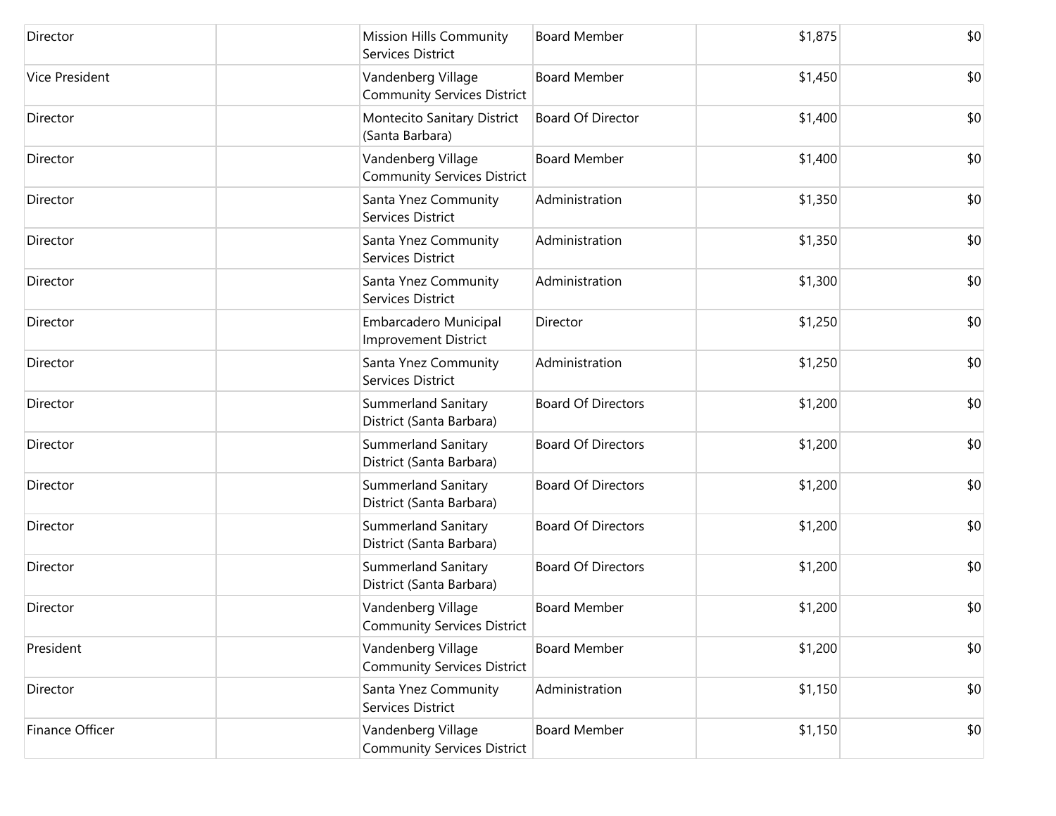| | | | | | |
|---|---|---|---|---|---|
| Director | | Mission Hills Community Services District | Board Member | $1,875 | $0 |
| Vice President | | Vandenberg Village Community Services District | Board Member | $1,450 | $0 |
| Director | | Montecito Sanitary District (Santa Barbara) | Board Of Director | $1,400 | $0 |
| Director | | Vandenberg Village Community Services District | Board Member | $1,400 | $0 |
| Director | | Santa Ynez Community Services District | Administration | $1,350 | $0 |
| Director | | Santa Ynez Community Services District | Administration | $1,350 | $0 |
| Director | | Santa Ynez Community Services District | Administration | $1,300 | $0 |
| Director | | Embarcadero Municipal Improvement District | Director | $1,250 | $0 |
| Director | | Santa Ynez Community Services District | Administration | $1,250 | $0 |
| Director | | Summerland Sanitary District (Santa Barbara) | Board Of Directors | $1,200 | $0 |
| Director | | Summerland Sanitary District (Santa Barbara) | Board Of Directors | $1,200 | $0 |
| Director | | Summerland Sanitary District (Santa Barbara) | Board Of Directors | $1,200 | $0 |
| Director | | Summerland Sanitary District (Santa Barbara) | Board Of Directors | $1,200 | $0 |
| Director | | Summerland Sanitary District (Santa Barbara) | Board Of Directors | $1,200 | $0 |
| Director | | Vandenberg Village Community Services District | Board Member | $1,200 | $0 |
| President | | Vandenberg Village Community Services District | Board Member | $1,200 | $0 |
| Director | | Santa Ynez Community Services District | Administration | $1,150 | $0 |
| Finance Officer | | Vandenberg Village Community Services District | Board Member | $1,150 | $0 |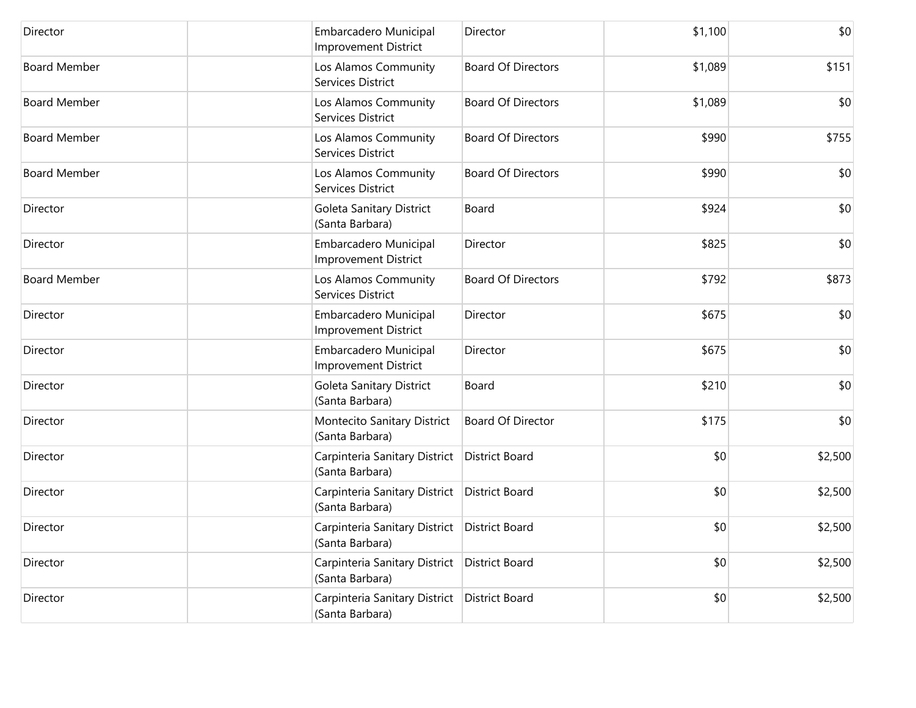| | | | | | |
|---|---|---|---|---|---|
| Director | | Embarcadero Municipal Improvement District | Director | $1,100 | $0 |
| Board Member | | Los Alamos Community Services District | Board Of Directors | $1,089 | $151 |
| Board Member | | Los Alamos Community Services District | Board Of Directors | $1,089 | $0 |
| Board Member | | Los Alamos Community Services District | Board Of Directors | $990 | $755 |
| Board Member | | Los Alamos Community Services District | Board Of Directors | $990 | $0 |
| Director | | Goleta Sanitary District (Santa Barbara) | Board | $924 | $0 |
| Director | | Embarcadero Municipal Improvement District | Director | $825 | $0 |
| Board Member | | Los Alamos Community Services District | Board Of Directors | $792 | $873 |
| Director | | Embarcadero Municipal Improvement District | Director | $675 | $0 |
| Director | | Embarcadero Municipal Improvement District | Director | $675 | $0 |
| Director | | Goleta Sanitary District (Santa Barbara) | Board | $210 | $0 |
| Director | | Montecito Sanitary District (Santa Barbara) | Board Of Director | $175 | $0 |
| Director | | Carpinteria Sanitary District (Santa Barbara) | District Board | $0 | $2,500 |
| Director | | Carpinteria Sanitary District (Santa Barbara) | District Board | $0 | $2,500 |
| Director | | Carpinteria Sanitary District (Santa Barbara) | District Board | $0 | $2,500 |
| Director | | Carpinteria Sanitary District (Santa Barbara) | District Board | $0 | $2,500 |
| Director | | Carpinteria Sanitary District (Santa Barbara) | District Board | $0 | $2,500 |